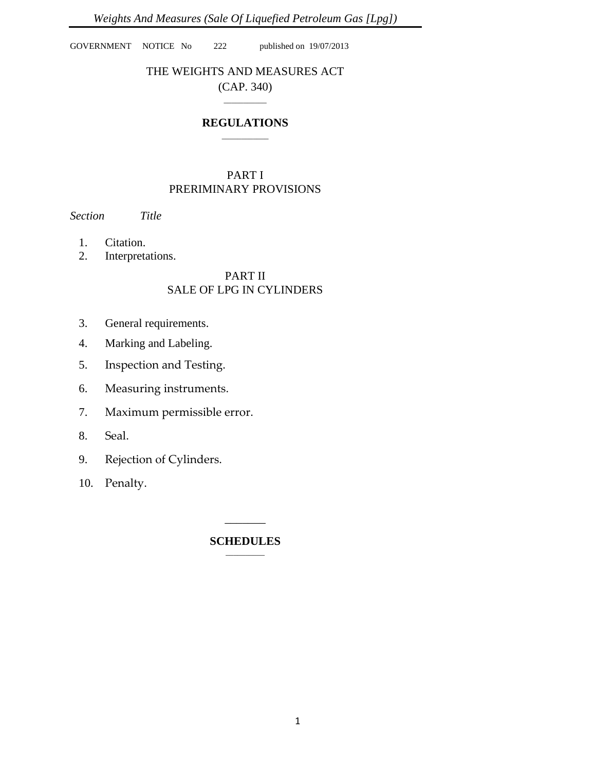GOVERNMENT NOTICE No 222 published on 19/07/2013

# THE WEIGHTS AND MEASURES ACT

(CAP. 340)

## REGULATIONS

### PART I
### PRERIMINARY PROVISIONS

*Section* *Title*

1. Citation.
2. Interpretations.

### PART II
### SALE OF LPG IN CYLINDERS

3. General requirements.
4. Marking and Labeling.
5. Inspection and Testing.
6. Measuring instruments.
7. Maximum permissible error.
8. Seal.
9. Rejection of Cylinders.
10. Penalty.

## SCHEDULES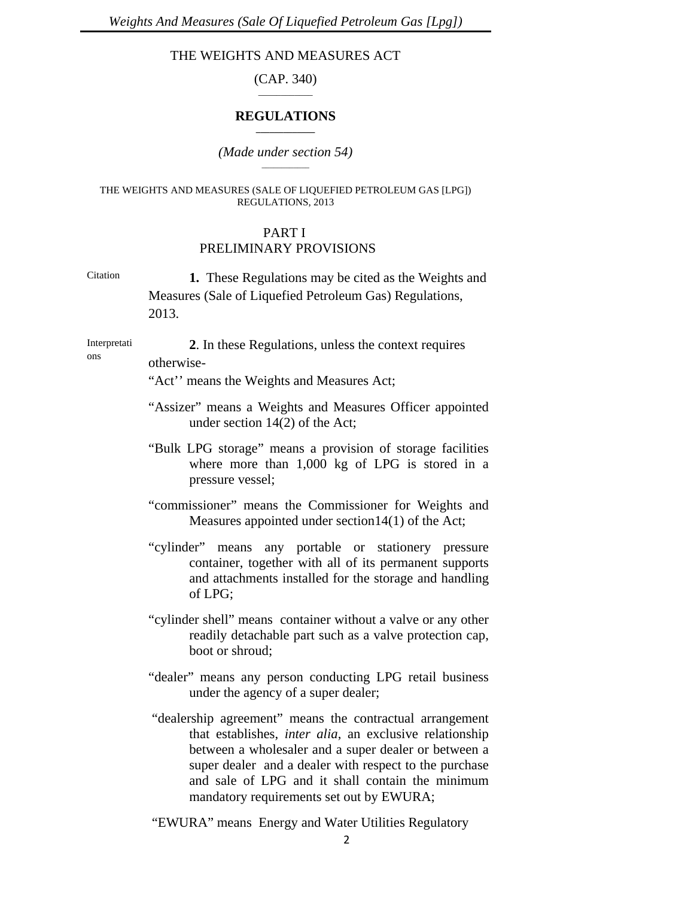# THE WEIGHTS AND MEASURES ACT

(CAP. 340)

## REGULATIONS

*(Made under section 54)*

THE WEIGHTS AND MEASURES (SALE OF LIQUEFIED PETROLEUM GAS [LPG]) REGULATIONS, 2013

## PART I
## PRELIMINARY PROVISIONS

Citation

**1.** These Regulations may be cited as the Weights and Measures (Sale of Liquefied Petroleum Gas) Regulations, 2013.

Interpretations

**2**. In these Regulations, unless the context requires otherwise-

"Act'' means the Weights and Measures Act;

"Assizer" means a Weights and Measures Officer appointed under section 14(2) of the Act;

"Bulk LPG storage" means a provision of storage facilities where more than 1,000 kg of LPG is stored in a pressure vessel;

"commissioner" means the Commissioner for Weights and Measures appointed under section14(1) of the Act;

"cylinder" means any portable or stationery pressure container, together with all of its permanent supports and attachments installed for the storage and handling of LPG;

"cylinder shell" means container without a valve or any other readily detachable part such as a valve protection cap, boot or shroud;

"dealer" means any person conducting LPG retail business under the agency of a super dealer;

"dealership agreement" means the contractual arrangement that establishes, *inter alia*, an exclusive relationship between a wholesaler and a super dealer or between a super dealer and a dealer with respect to the purchase and sale of LPG and it shall contain the minimum mandatory requirements set out by EWURA;

"EWURA" means Energy and Water Utilities Regulatory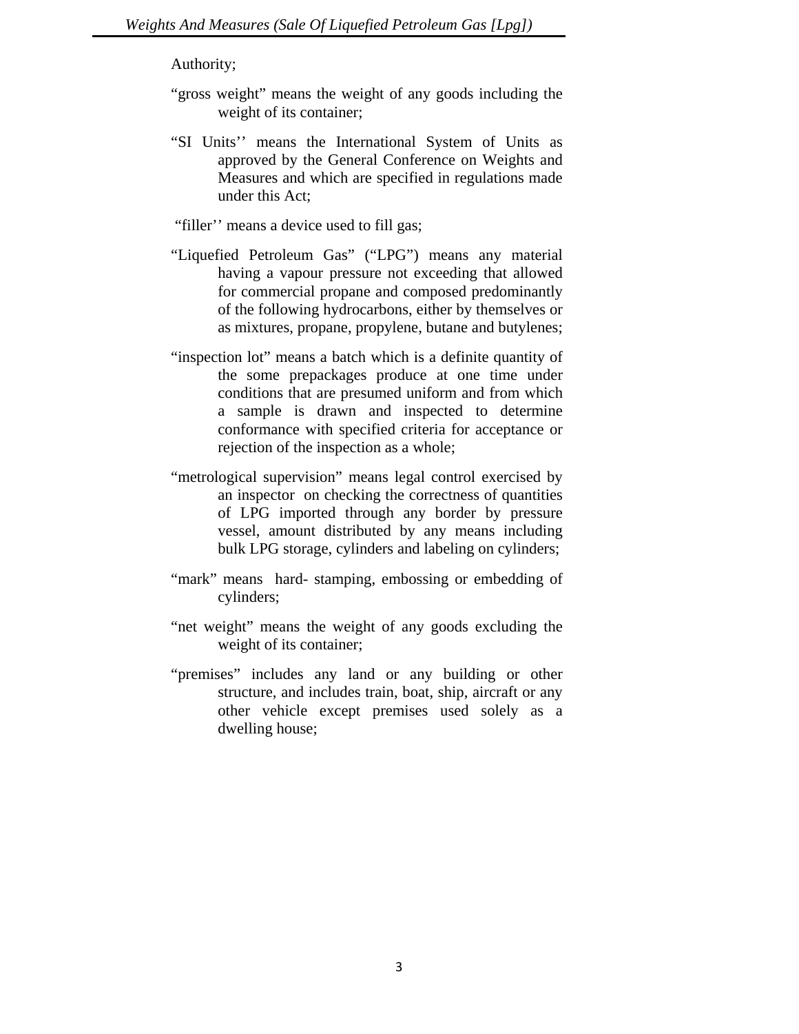Authority;

"gross weight" means the weight of any goods including the weight of its container;

"SI Units'' means the International System of Units as approved by the General Conference on Weights and Measures and which are specified in regulations made under this Act;

"filler'' means a device used to fill gas;

"Liquefied Petroleum Gas" ("LPG") means any material having a vapour pressure not exceeding that allowed for commercial propane and composed predominantly of the following hydrocarbons, either by themselves or as mixtures, propane, propylene, butane and butylenes;

"inspection lot" means a batch which is a definite quantity of the some prepackages produce at one time under conditions that are presumed uniform and from which a sample is drawn and inspected to determine conformance with specified criteria for acceptance or rejection of the inspection as a whole;

"metrological supervision" means legal control exercised by an inspector on checking the correctness of quantities of LPG imported through any border by pressure vessel, amount distributed by any means including bulk LPG storage, cylinders and labeling on cylinders;

"mark" means hard- stamping, embossing or embedding of cylinders;

"net weight" means the weight of any goods excluding the weight of its container;

"premises" includes any land or any building or other structure, and includes train, boat, ship, aircraft or any other vehicle except premises used solely as a dwelling house;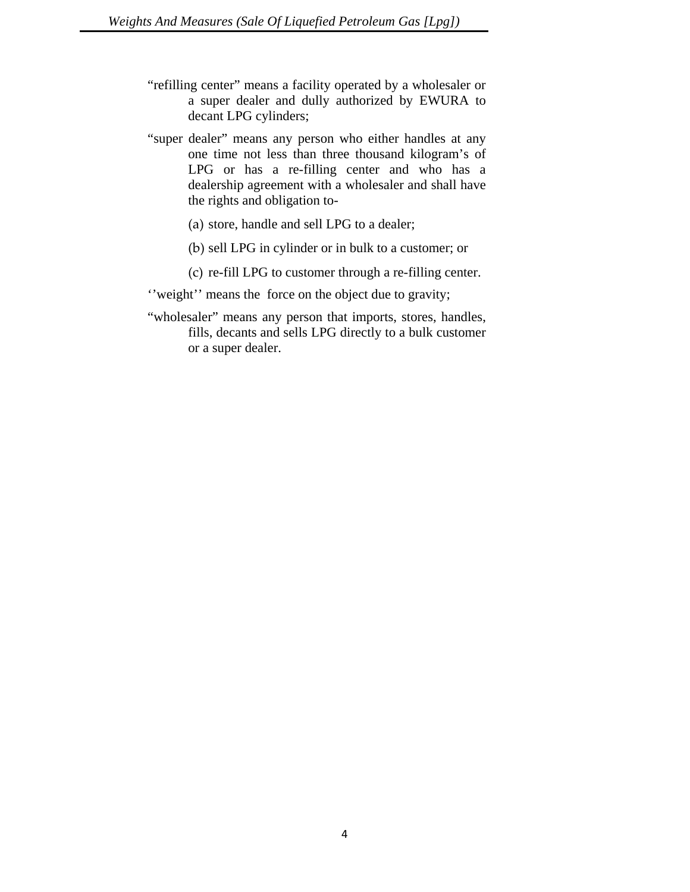"refilling center" means a facility operated by a wholesaler or a super dealer and dully authorized by EWURA to decant LPG cylinders;

"super dealer" means any person who either handles at any one time not less than three thousand kilogram's of LPG or has a re-filling center and who has a dealership agreement with a wholesaler and shall have the rights and obligation to-

(a) store, handle and sell LPG to a dealer;

(b) sell LPG in cylinder or in bulk to a customer; or

(c) re-fill LPG to customer through a re-filling center.

''weight'' means the force on the object due to gravity;

"wholesaler" means any person that imports, stores, handles, fills, decants and sells LPG directly to a bulk customer or a super dealer.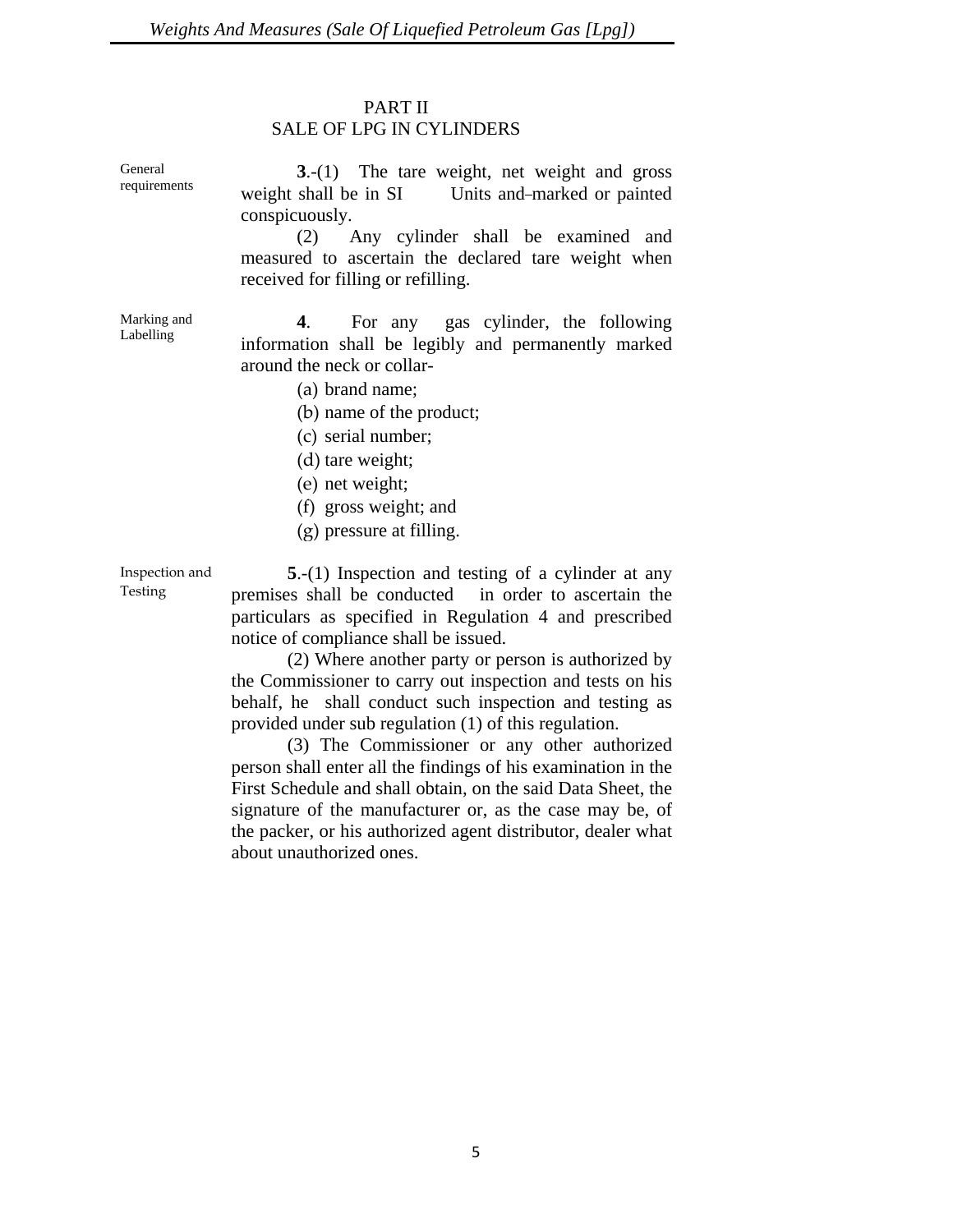## PART II
## SALE OF LPG IN CYLINDERS

General requirements

**3**.-(1) The tare weight, net weight and gross weight shall be in SI Units and marked or painted conspicuously.

(2) Any cylinder shall be examined and measured to ascertain the declared tare weight when received for filling or refilling.

Marking and Labelling

**4**. For any gas cylinder, the following information shall be legibly and permanently marked around the neck or collar-

(a) brand name;

(b) name of the product;

(c) serial number;

(d) tare weight;

(e) net weight;

(f) gross weight; and

(g) pressure at filling.

Inspection and Testing

**5**.-(1) Inspection and testing of a cylinder at any premises shall be conducted in order to ascertain the particulars as specified in Regulation 4 and prescribed notice of compliance shall be issued.

(2) Where another party or person is authorized by the Commissioner to carry out inspection and tests on his behalf, he shall conduct such inspection and testing as provided under sub regulation (1) of this regulation.

(3) The Commissioner or any other authorized person shall enter all the findings of his examination in the First Schedule and shall obtain, on the said Data Sheet, the signature of the manufacturer or, as the case may be, of the packer, or his authorized agent distributor, dealer what about unauthorized ones.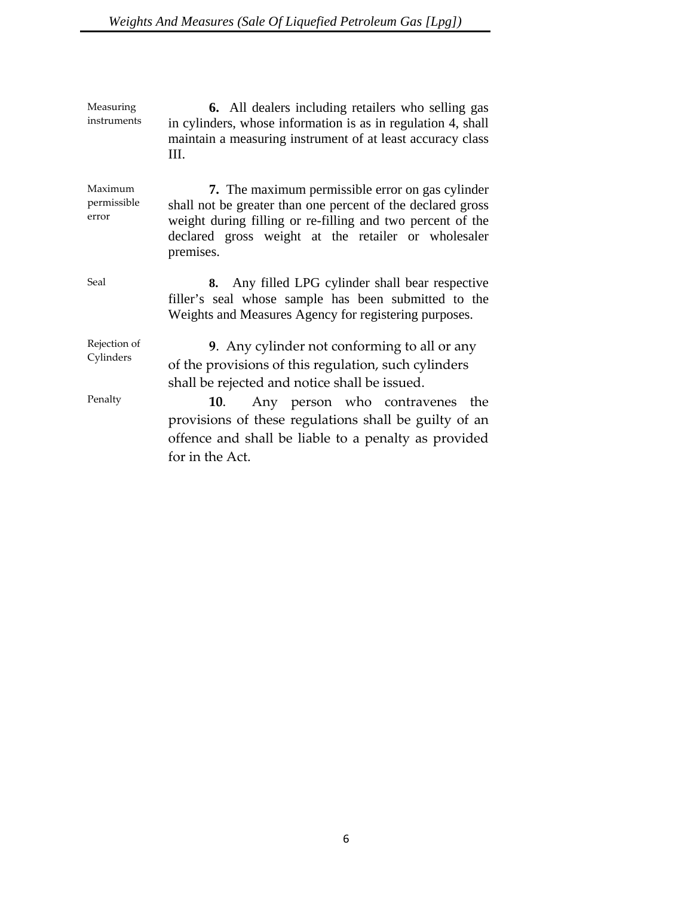Measuring instruments

**6.** All dealers including retailers who selling gas in cylinders, whose information is as in regulation 4, shall maintain a measuring instrument of at least accuracy class III.

Maximum permissible error

**7.** The maximum permissible error on gas cylinder shall not be greater than one percent of the declared gross weight during filling or re-filling and two percent of the declared gross weight at the retailer or wholesaler premises.

Seal

**8.** Any filled LPG cylinder shall bear respective filler's seal whose sample has been submitted to the Weights and Measures Agency for registering purposes.

Rejection of Cylinders

**9**. Any cylinder not conforming to all or any of the provisions of this regulation, such cylinders shall be rejected and notice shall be issued.

Penalty

**10**. Any person who contravenes the provisions of these regulations shall be guilty of an offence and shall be liable to a penalty as provided for in the Act.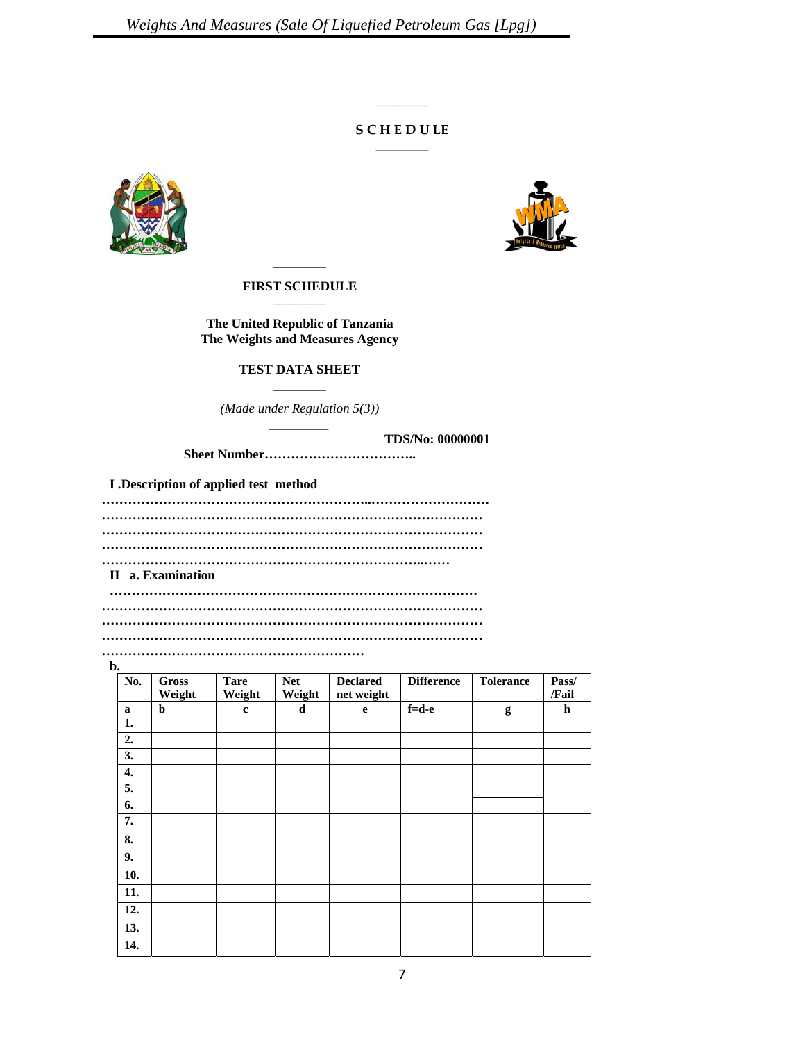## SCHEDULE

### FIRST SCHEDULE

**The United Republic of Tanzania**
**The Weights and Measures Agency**

**TEST DATA SHEET**

*(Made under Regulation 5(3))*

**TDS/No: 00000001**

**Sheet Number……………………………..**

**I .Description of applied test method**

**……………………………………………………..………………………**
**……………………………………………………………………………**
**……………………………………………………………………………**
**……………………………………………………………………………**
**…………………………………………………………………...……**

**II a. Examination**

**……………………………………………………………………………**
**……………………………………………………………………………**
**……………………………………………………………………………**
**……………………………………………………………………………**
**……………………………………………………**

**b.**

| No. | Gross Weight | Tare Weight | Net Weight | Declared net weight | Difference | Tolerance | Pass/ /Fail |
|---|---|---|---|---|---|---|---|
| a | b | c | d | e | f=d-e | g | h |
| 1. | | | | | | | |
| 2. | | | | | | | |
| 3. | | | | | | | |
| 4. | | | | | | | |
| 5. | | | | | | | |
| 6. | | | | | | | |
| 7. | | | | | | | |
| 8. | | | | | | | |
| 9. | | | | | | | |
| 10. | | | | | | | |
| 11. | | | | | | | |
| 12. | | | | | | | |
| 13. | | | | | | | |
| 14. | | | | | | | |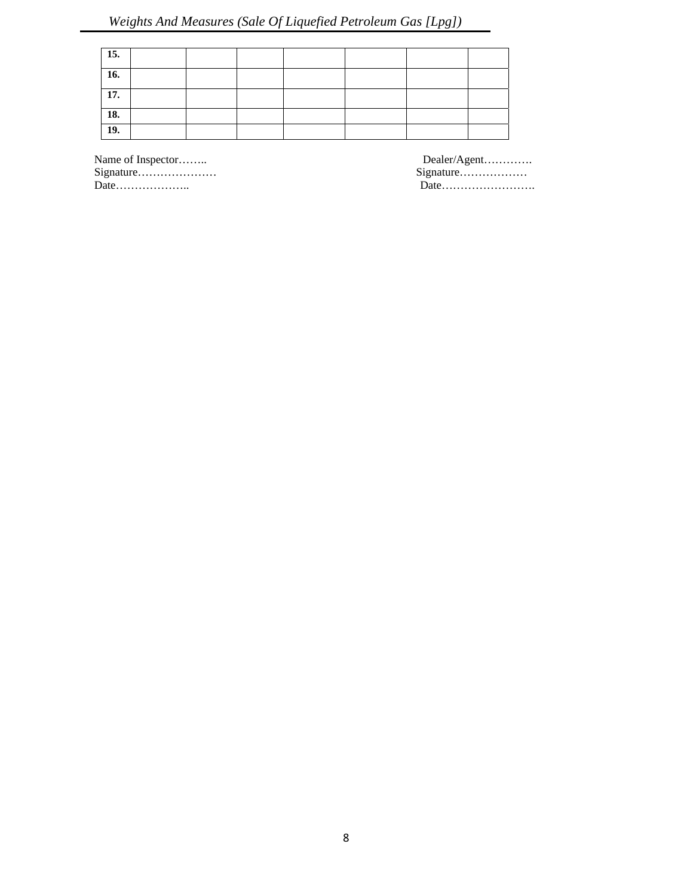| | | | | | | | |
|---|---|---|---|---|---|---|---|
| **15.** | | | | | | | |
| **16.** | | | | | | | |
| **17.** | | | | | | | |
| **18.** | | | | | | | |
| **19.** | | | | | | | |

Name of Inspector……..
Signature…………………
Date………………..

Dealer/Agent………….
Signature………………
Date…………………….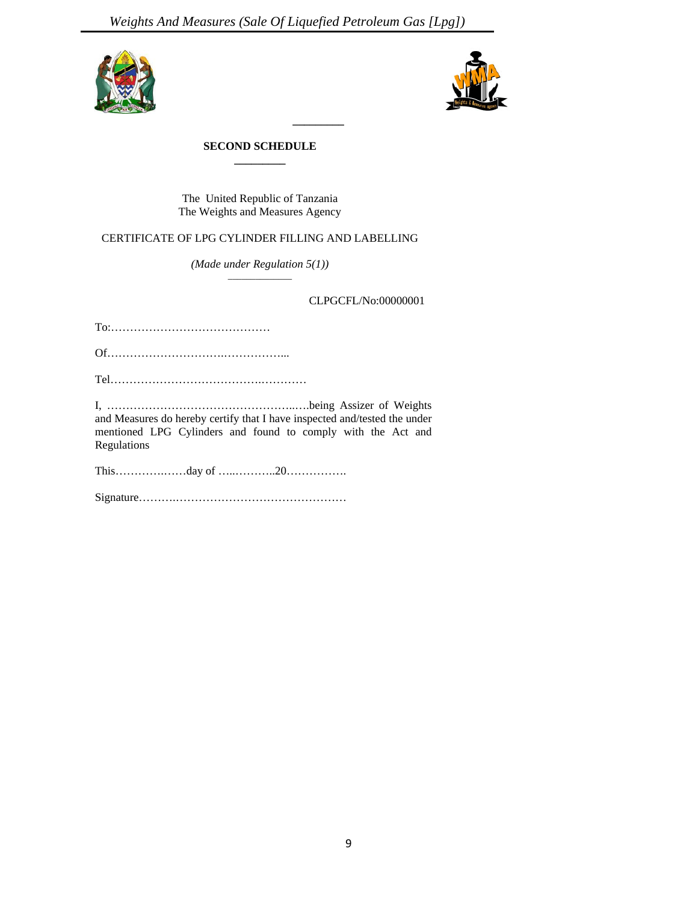## SECOND SCHEDULE

The United Republic of Tanzania
The Weights and Measures Agency

CERTIFICATE OF LPG CYLINDER FILLING AND LABELLING

*(Made under Regulation 5(1))*

CLPGCFL/No:00000001

To:……………………………………

Of…………………………..……………...

Tel……………………………….…………

I, …………………………………………..….being Assizer of Weights and Measures do hereby certify that I have inspected and/tested the under mentioned LPG Cylinders and found to comply with the Act and Regulations

This…………….……day of …..………..20…………….

Signature……….………………………………………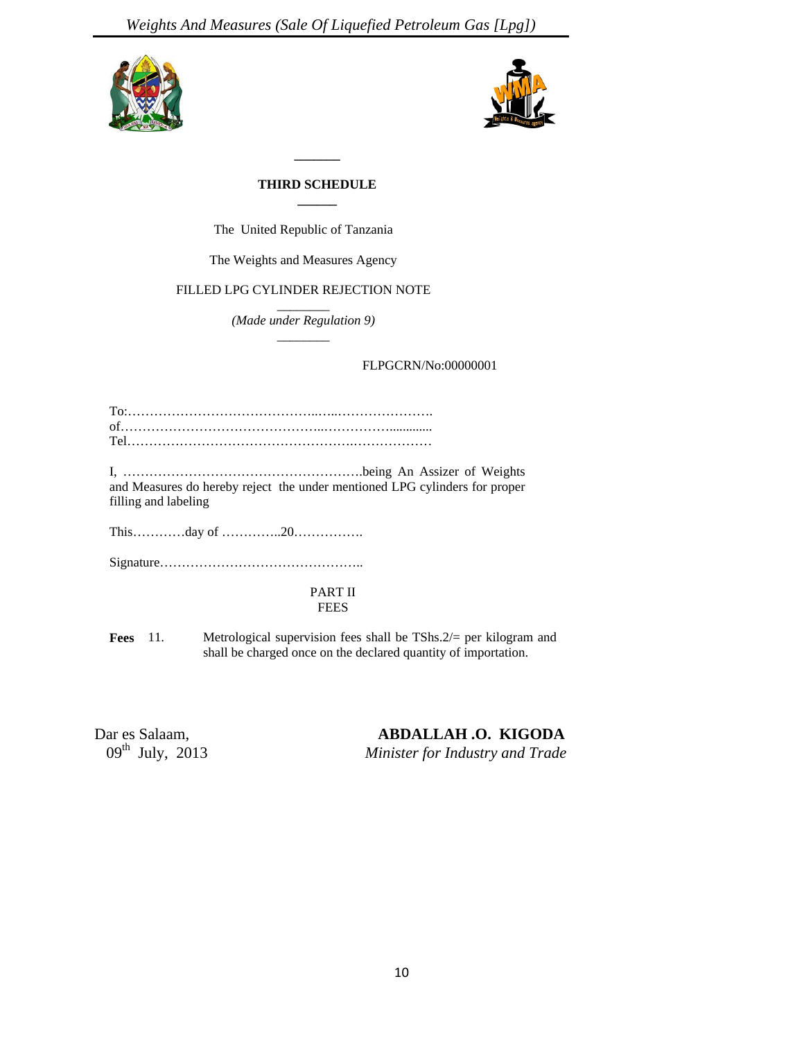## THIRD SCHEDULE

The United Republic of Tanzania

The Weights and Measures Agency

FILLED LPG CYLINDER REJECTION NOTE

*(Made under Regulation 9)*

FLPGCRN/No:00000001

To:………………………………………..…...…………………. 
of………………………………………..…………….............. 
Tel………………………………………………..………………

I, ……………………………………………….being An Assizer of Weights and Measures do hereby reject the under mentioned LPG cylinders for proper filling and labeling

This…………day of …………..20…………….

Signature………………………………………..

PART II 
FEES

**Fees** 11. Metrological supervision fees shall be TShs.2/= per kilogram and shall be charged once on the declared quantity of importation.

Dar es Salaam, 
09th July, 2013

**ABDALLAH .O. KIGODA** 
*Minister for Industry and Trade*